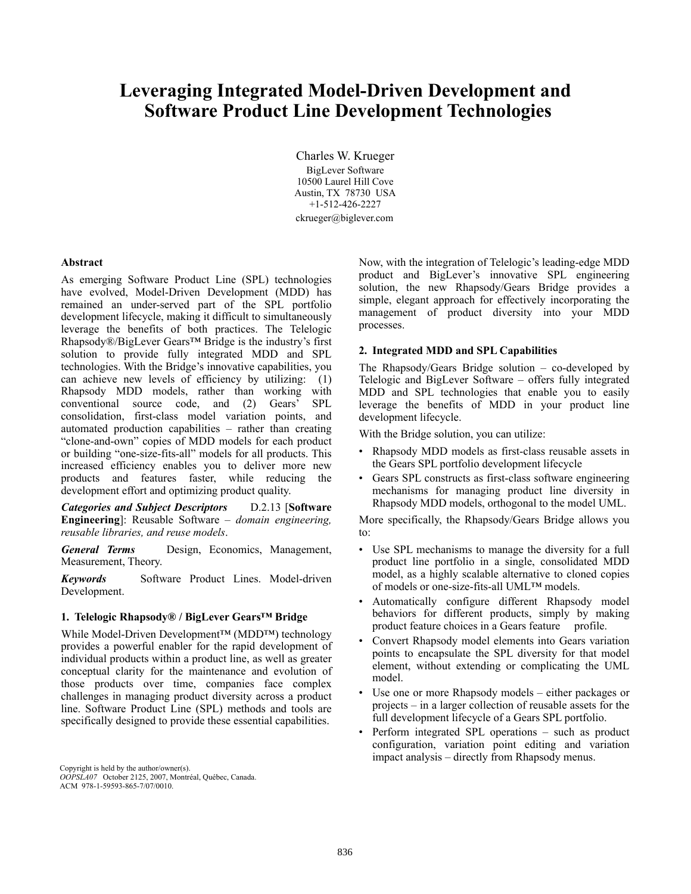# Leveraging Integrated Model-Driven Development and Software Product Line Development Technologies

Charles W. Krueger
BigLever Software
10500 Laurel Hill Cove
Austin, TX 78730 USA
+1-512-426-2227
ckrueger@biglever.com

**Abstract**

As emerging Software Product Line (SPL) technologies have evolved, Model-Driven Development (MDD) has remained an under-served part of the SPL portfolio development lifecycle, making it difficult to simultaneously leverage the benefits of both practices. The Telelogic Rhapsody®/BigLever Gears™ Bridge is the industry's first solution to provide fully integrated MDD and SPL technologies. With the Bridge's innovative capabilities, you can achieve new levels of efficiency by utilizing: (1) Rhapsody MDD models, rather than working with conventional source code, and (2) Gears' SPL consolidation, first-class model variation points, and automated production capabilities – rather than creating "clone-and-own" copies of MDD models for each product or building "one-size-fits-all" models for all products. This increased efficiency enables you to deliver more new products and features faster, while reducing the development effort and optimizing product quality.

***Categories and Subject Descriptors*** D.2.13 [**Software Engineering**]: Reusable Software – *domain engineering, reusable libraries, and reuse models*.

***General Terms*** Design, Economics, Management, Measurement, Theory.

***Keywords*** Software Product Lines. Model-driven Development.

## 1. Telelogic Rhapsody® / BigLever Gears™ Bridge

While Model-Driven Development™ (MDD™) technology provides a powerful enabler for the rapid development of individual products within a product line, as well as greater conceptual clarity for the maintenance and evolution of those products over time, companies face complex challenges in managing product diversity across a product line. Software Product Line (SPL) methods and tools are specifically designed to provide these essential capabilities.

Now, with the integration of Telelogic's leading-edge MDD product and BigLever's innovative SPL engineering solution, the new Rhapsody/Gears Bridge provides a simple, elegant approach for effectively incorporating the management of product diversity into your MDD processes.

## 2. Integrated MDD and SPL Capabilities

The Rhapsody/Gears Bridge solution – co-developed by Telelogic and BigLever Software – offers fully integrated MDD and SPL technologies that enable you to easily leverage the benefits of MDD in your product line development lifecycle.

With the Bridge solution, you can utilize:

- Rhapsody MDD models as first-class reusable assets in the Gears SPL portfolio development lifecycle
- Gears SPL constructs as first-class software engineering mechanisms for managing product line diversity in Rhapsody MDD models, orthogonal to the model UML.

More specifically, the Rhapsody/Gears Bridge allows you to:

- Use SPL mechanisms to manage the diversity for a full product line portfolio in a single, consolidated MDD model, as a highly scalable alternative to cloned copies of models or one-size-fits-all UML™ models.
- Automatically configure different Rhapsody model behaviors for different products, simply by making product feature choices in a Gears feature profile.
- Convert Rhapsody model elements into Gears variation points to encapsulate the SPL diversity for that model element, without extending or complicating the UML model.
- Use one or more Rhapsody models – either packages or projects – in a larger collection of reusable assets for the full development lifecycle of a Gears SPL portfolio.
- Perform integrated SPL operations – such as product configuration, variation point editing and variation impact analysis – directly from Rhapsody menus.

Copyright is held by the author/owner(s).
*OOPSLA07* October 2125, 2007, Montréal, Québec, Canada.
ACM 978-1-59593-865-7/07/0010.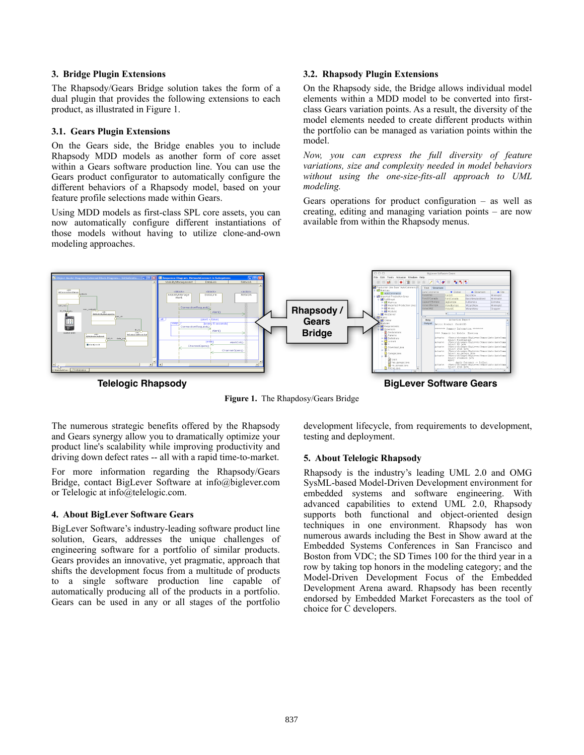## 3. Bridge Plugin Extensions

The Rhapsody/Gears Bridge solution takes the form of a dual plugin that provides the following extensions to each product, as illustrated in Figure 1.

### 3.1. Gears Plugin Extensions

On the Gears side, the Bridge enables you to include Rhapsody MDD models as another form of core asset within a Gears software production line. You can use the Gears product configurator to automatically configure the different behaviors of a Rhapsody model, based on your feature profile selections made within Gears.

Using MDD models as first-class SPL core assets, you can now automatically configure different instantiations of those models without having to utilize clone-and-own modeling approaches.

### 3.2. Rhapsody Plugin Extensions

On the Rhapsody side, the Bridge allows individual model elements within a MDD model to be converted into first-class Gears variation points. As a result, the diversity of the model elements needed to create different products within the portfolio can be managed as variation points within the model.

*Now, you can express the full diversity of feature variations, size and complexity needed in model behaviors without using the one-size-fits-all approach to UML modeling.*

Gears operations for product configuration – as well as creating, editing and managing variation points – are now available from within the Rhapsody menus.

Telelogic Rhapsody

Rhapsody / Gears Bridge

BigLever Software Gears

Figure 1. The Rhapdosy/Gears Bridge

The numerous strategic benefits offered by the Rhapsody and Gears synergy allow you to dramatically optimize your product line's scalability while improving productivity and driving down defect rates -- all with a rapid time-to-market.

For more information regarding the Rhapsody/Gears Bridge, contact BigLever Software at info@biglever.com or Telelogic at info@telelogic.com.

## 4. About BigLever Software Gears

BigLever Software's industry-leading software product line solution, Gears, addresses the unique challenges of engineering software for a portfolio of similar products. Gears provides an innovative, yet pragmatic, approach that shifts the development focus from a multitude of products to a single software production line capable of automatically producing all of the products in a portfolio. Gears can be used in any or all stages of the portfolio development lifecycle, from requirements to development, testing and deployment.

## 5. About Telelogic Rhapsody

Rhapsody is the industry's leading UML 2.0 and OMG SysML-based Model-Driven Development environment for embedded systems and software engineering. With advanced capabilities to extend UML 2.0, Rhapsody supports both functional and object-oriented design techniques in one environment. Rhapsody has won numerous awards including the Best in Show award at the Embedded Systems Conferences in San Francisco and Boston from VDC; the SD Times 100 for the third year in a row by taking top honors in the modeling category; and the Model-Driven Development Focus of the Embedded Development Arena award. Rhapsody has been recently endorsed by Embedded Market Forecasters as the tool of choice for C developers.